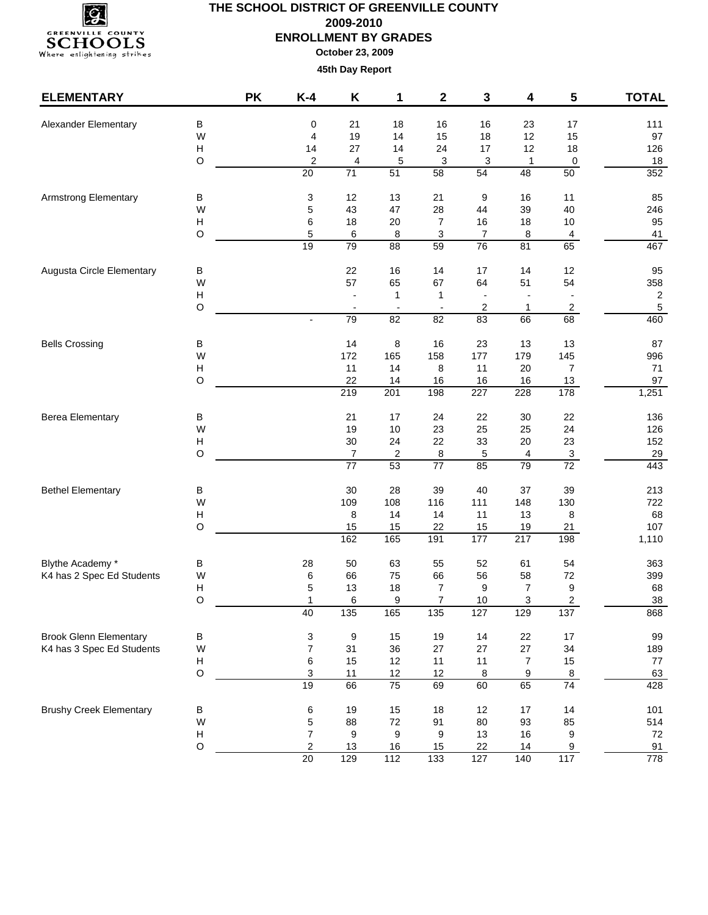# THE SCHOOL DISTRICT OF GREENVILLE COUNTY

## 2009-2010

## ENROLLMENT BY GRADES

**October 23, 2009**

**45th Day Report**

| ELEMENTARY | | PK | K-4 | K | 1 | 2 | 3 | 4 | 5 | TOTAL |
|---|---|---|---|---|---|---|---|---|---|---|
| Alexander Elementary | B | | 0 | 21 | 18 | 16 | 16 | 23 | 17 | 111 |
| | W | | 4 | 19 | 14 | 15 | 18 | 12 | 15 | 97 |
| | H | | 14 | 27 | 14 | 24 | 17 | 12 | 18 | 126 |
| | O | | 2 | 4 | 5 | 3 | 3 | 1 | 0 | 18 |
| | | | 20 | 71 | 51 | 58 | 54 | 48 | 50 | 352 |
| Armstrong Elementary | B | | 3 | 12 | 13 | 21 | 9 | 16 | 11 | 85 |
| | W | | 5 | 43 | 47 | 28 | 44 | 39 | 40 | 246 |
| | H | | 6 | 18 | 20 | 7 | 16 | 18 | 10 | 95 |
| | O | | 5 | 6 | 8 | 3 | 7 | 8 | 4 | 41 |
| | | | 19 | 79 | 88 | 59 | 76 | 81 | 65 | 467 |
| Augusta Circle Elementary | B | | | 22 | 16 | 14 | 17 | 14 | 12 | 95 |
| | W | | | 57 | 65 | 67 | 64 | 51 | 54 | 358 |
| | H | | | - | 1 | 1 | - | - | - | 2 |
| | O | | | - | - | - | 2 | 1 | 2 | 5 |
| | | | - | 79 | 82 | 82 | 83 | 66 | 68 | 460 |
| Bells Crossing | B | | | 14 | 8 | 16 | 23 | 13 | 13 | 87 |
| | W | | | 172 | 165 | 158 | 177 | 179 | 145 | 996 |
| | H | | | 11 | 14 | 8 | 11 | 20 | 7 | 71 |
| | O | | | 22 | 14 | 16 | 16 | 16 | 13 | 97 |
| | | | | 219 | 201 | 198 | 227 | 228 | 178 | 1,251 |
| Berea Elementary | B | | | 21 | 17 | 24 | 22 | 30 | 22 | 136 |
| | W | | | 19 | 10 | 23 | 25 | 25 | 24 | 126 |
| | H | | | 30 | 24 | 22 | 33 | 20 | 23 | 152 |
| | O | | | 7 | 2 | 8 | 5 | 4 | 3 | 29 |
| | | | | 77 | 53 | 77 | 85 | 79 | 72 | 443 |
| Bethel Elementary | B | | | 30 | 28 | 39 | 40 | 37 | 39 | 213 |
| | W | | | 109 | 108 | 116 | 111 | 148 | 130 | 722 |
| | H | | | 8 | 14 | 14 | 11 | 13 | 8 | 68 |
| | O | | | 15 | 15 | 22 | 15 | 19 | 21 | 107 |
| | | | | 162 | 165 | 191 | 177 | 217 | 198 | 1,110 |
| Blythe Academy * | B | | 28 | 50 | 63 | 55 | 52 | 61 | 54 | 363 |
| K4 has 2 Spec Ed Students | W | | 6 | 66 | 75 | 66 | 56 | 58 | 72 | 399 |
| | H | | 5 | 13 | 18 | 7 | 9 | 7 | 9 | 68 |
| | O | | 1 | 6 | 9 | 7 | 10 | 3 | 2 | 38 |
| | | | 40 | 135 | 165 | 135 | 127 | 129 | 137 | 868 |
| Brook Glenn Elementary | B | | 3 | 9 | 15 | 19 | 14 | 22 | 17 | 99 |
| K4 has 3 Spec Ed Students | W | | 7 | 31 | 36 | 27 | 27 | 27 | 34 | 189 |
| | H | | 6 | 15 | 12 | 11 | 11 | 7 | 15 | 77 |
| | O | | 3 | 11 | 12 | 12 | 8 | 9 | 8 | 63 |
| | | | 19 | 66 | 75 | 69 | 60 | 65 | 74 | 428 |
| Brushy Creek Elementary | B | | 6 | 19 | 15 | 18 | 12 | 17 | 14 | 101 |
| | W | | 5 | 88 | 72 | 91 | 80 | 93 | 85 | 514 |
| | H | | 7 | 9 | 9 | 9 | 13 | 16 | 9 | 72 |
| | O | | 2 | 13 | 16 | 15 | 22 | 14 | 9 | 91 |
| | | | 20 | 129 | 112 | 133 | 127 | 140 | 117 | 778 |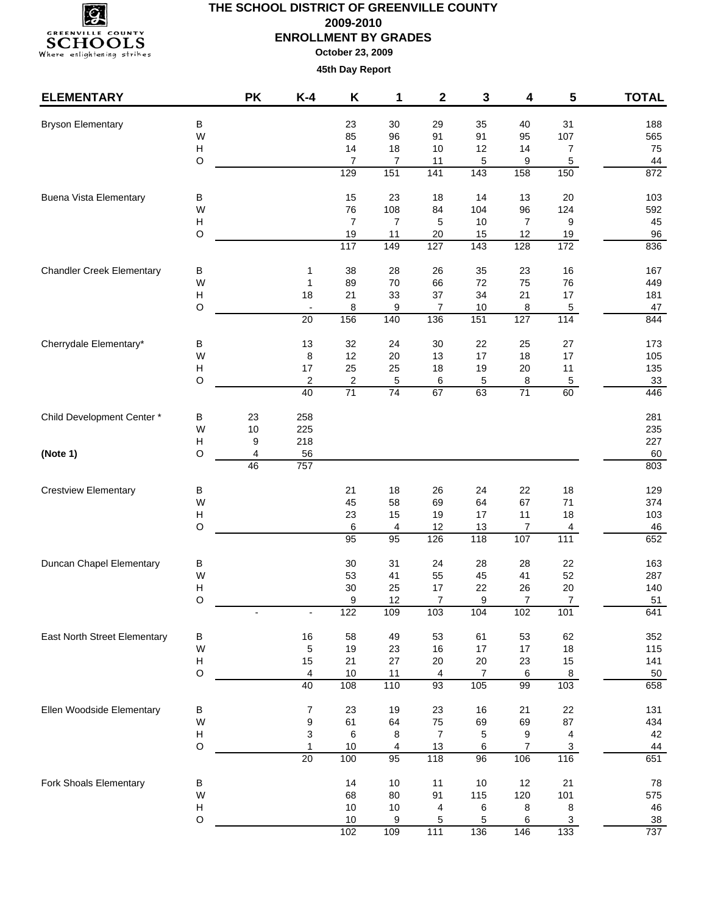# THE SCHOOL DISTRICT OF GREENVILLE COUNTY

**2009-2010**

**ENROLLMENT BY GRADES**

**October 23, 2009**

**45th Day Report**

| ELEMENTARY | | PK | K-4 | K | 1 | 2 | 3 | 4 | 5 | TOTAL |
|---|---|---|---|---|---|---|---|---|---|---|
| Bryson Elementary | B | | | 23 | 30 | 29 | 35 | 40 | 31 | 188 |
| | W | | | 85 | 96 | 91 | 91 | 95 | 107 | 565 |
| | H | | | 14 | 18 | 10 | 12 | 14 | 7 | 75 |
| | O | | | 7 | 7 | 11 | 5 | 9 | 5 | 44 |
| | | | | 129 | 151 | 141 | 143 | 158 | 150 | 872 |
| Buena Vista Elementary | B | | | 15 | 23 | 18 | 14 | 13 | 20 | 103 |
| | W | | | 76 | 108 | 84 | 104 | 96 | 124 | 592 |
| | H | | | 7 | 7 | 5 | 10 | 7 | 9 | 45 |
| | O | | | 19 | 11 | 20 | 15 | 12 | 19 | 96 |
| | | | | 117 | 149 | 127 | 143 | 128 | 172 | 836 |
| Chandler Creek Elementary | B | | 1 | 38 | 28 | 26 | 35 | 23 | 16 | 167 |
| | W | | 1 | 89 | 70 | 66 | 72 | 75 | 76 | 449 |
| | H | | 18 | 21 | 33 | 37 | 34 | 21 | 17 | 181 |
| | O | | - | 8 | 9 | 7 | 10 | 8 | 5 | 47 |
| | | | 20 | 156 | 140 | 136 | 151 | 127 | 114 | 844 |
| Cherrydale Elementary* | B | | 13 | 32 | 24 | 30 | 22 | 25 | 27 | 173 |
| | W | | 8 | 12 | 20 | 13 | 17 | 18 | 17 | 105 |
| | H | | 17 | 25 | 25 | 18 | 19 | 20 | 11 | 135 |
| | O | | 2 | 2 | 5 | 6 | 5 | 8 | 5 | 33 |
| | | | 40 | 71 | 74 | 67 | 63 | 71 | 60 | 446 |
| Child Development Center * | B | 23 | 258 | | | | | | | 281 |
| | W | 10 | 225 | | | | | | | 235 |
| | H | 9 | 218 | | | | | | | 227 |
| **(Note 1)** | O | 4 | 56 | | | | | | | 60 |
| | | 46 | 757 | | | | | | | 803 |
| Crestview Elementary | B | | | 21 | 18 | 26 | 24 | 22 | 18 | 129 |
| | W | | | 45 | 58 | 69 | 64 | 67 | 71 | 374 |
| | H | | | 23 | 15 | 19 | 17 | 11 | 18 | 103 |
| | O | | | 6 | 4 | 12 | 13 | 7 | 4 | 46 |
| | | | | 95 | 95 | 126 | 118 | 107 | 111 | 652 |
| Duncan Chapel Elementary | B | | | 30 | 31 | 24 | 28 | 28 | 22 | 163 |
| | W | | | 53 | 41 | 55 | 45 | 41 | 52 | 287 |
| | H | | | 30 | 25 | 17 | 22 | 26 | 20 | 140 |
| | O | | | 9 | 12 | 7 | 9 | 7 | 7 | 51 |
| | | - | - | 122 | 109 | 103 | 104 | 102 | 101 | 641 |
| East North Street Elementary | B | | 16 | 58 | 49 | 53 | 61 | 53 | 62 | 352 |
| | W | | 5 | 19 | 23 | 16 | 17 | 17 | 18 | 115 |
| | H | | 15 | 21 | 27 | 20 | 20 | 23 | 15 | 141 |
| | O | | 4 | 10 | 11 | 4 | 7 | 6 | 8 | 50 |
| | | | 40 | 108 | 110 | 93 | 105 | 99 | 103 | 658 |
| Ellen Woodside Elementary | B | | 7 | 23 | 19 | 23 | 16 | 21 | 22 | 131 |
| | W | | 9 | 61 | 64 | 75 | 69 | 69 | 87 | 434 |
| | H | | 3 | 6 | 8 | 7 | 5 | 9 | 4 | 42 |
| | O | | 1 | 10 | 4 | 13 | 6 | 7 | 3 | 44 |
| | | | 20 | 100 | 95 | 118 | 96 | 106 | 116 | 651 |
| Fork Shoals Elementary | B | | | 14 | 10 | 11 | 10 | 12 | 21 | 78 |
| | W | | | 68 | 80 | 91 | 115 | 120 | 101 | 575 |
| | H | | | 10 | 10 | 4 | 6 | 8 | 8 | 46 |
| | O | | | 10 | 9 | 5 | 5 | 6 | 3 | 38 |
| | | | | 102 | 109 | 111 | 136 | 146 | 133 | 737 |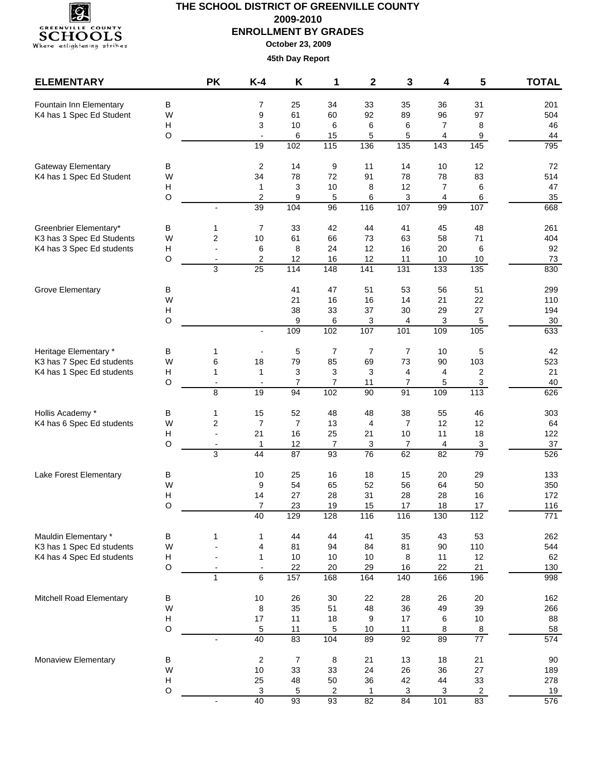# THE SCHOOL DISTRICT OF GREENVILLE COUNTY

## 2009-2010

## ENROLLMENT BY GRADES

**October 23, 2009**

**45th Day Report**

| ELEMENTARY | | PK | K-4 | K | 1 | 2 | 3 | 4 | 5 | TOTAL |
|---|---|---|---|---|---|---|---|---|---|---|
| Fountain Inn Elementary | B | | 7 | 25 | 34 | 33 | 35 | 36 | 31 | 201 |
| K4 has 1 Spec Ed Student | W | | 9 | 61 | 60 | 92 | 89 | 96 | 97 | 504 |
| | H | | 3 | 10 | 6 | 6 | 6 | 7 | 8 | 46 |
| | O | | - | 6 | 15 | 5 | 5 | 4 | 9 | 44 |
| | | | 19 | 102 | 115 | 136 | 135 | 143 | 145 | 795 |
| Gateway Elementary | B | | 2 | 14 | 9 | 11 | 14 | 10 | 12 | 72 |
| K4 has 1 Spec Ed Student | W | | 34 | 78 | 72 | 91 | 78 | 78 | 83 | 514 |
| | H | | 1 | 3 | 10 | 8 | 12 | 7 | 6 | 47 |
| | O | | 2 | 9 | 5 | 6 | 3 | 4 | 6 | 35 |
| | | - | 39 | 104 | 96 | 116 | 107 | 99 | 107 | 668 |
| Greenbrier Elementary* | B | 1 | 7 | 33 | 42 | 44 | 41 | 45 | 48 | 261 |
| K3 has 3 Spec Ed Students | W | 2 | 10 | 61 | 66 | 73 | 63 | 58 | 71 | 404 |
| K4 has 3 Spec Ed students | H | - | 6 | 8 | 24 | 12 | 16 | 20 | 6 | 92 |
| | O | - | 2 | 12 | 16 | 12 | 11 | 10 | 10 | 73 |
| | | 3 | 25 | 114 | 148 | 141 | 131 | 133 | 135 | 830 |
| Grove Elementary | B | | | 41 | 47 | 51 | 53 | 56 | 51 | 299 |
| | W | | | 21 | 16 | 16 | 14 | 21 | 22 | 110 |
| | H | | | 38 | 33 | 37 | 30 | 29 | 27 | 194 |
| | O | | | 9 | 6 | 3 | 4 | 3 | 5 | 30 |
| | | | - | 109 | 102 | 107 | 101 | 109 | 105 | 633 |
| Heritage Elementary * | B | 1 | - | 5 | 7 | 7 | 7 | 10 | 5 | 42 |
| K3 has 7 Spec Ed students | W | 6 | 18 | 79 | 85 | 69 | 73 | 90 | 103 | 523 |
| K4 has 1 Spec Ed students | H | 1 | 1 | 3 | 3 | 3 | 4 | 4 | 2 | 21 |
| | O | - | - | 7 | 7 | 11 | 7 | 5 | 3 | 40 |
| | | 8 | 19 | 94 | 102 | 90 | 91 | 109 | 113 | 626 |
| Hollis Academy * | B | 1 | 15 | 52 | 48 | 48 | 38 | 55 | 46 | 303 |
| K4 has 6 Spec Ed students | W | 2 | 7 | 7 | 13 | 4 | 7 | 12 | 12 | 64 |
| | H | - | 21 | 16 | 25 | 21 | 10 | 11 | 18 | 122 |
| | O | - | 1 | 12 | 7 | 3 | 7 | 4 | 3 | 37 |
| | | 3 | 44 | 87 | 93 | 76 | 62 | 82 | 79 | 526 |
| Lake Forest Elementary | B | | 10 | 25 | 16 | 18 | 15 | 20 | 29 | 133 |
| | W | | 9 | 54 | 65 | 52 | 56 | 64 | 50 | 350 |
| | H | | 14 | 27 | 28 | 31 | 28 | 28 | 16 | 172 |
| | O | | 7 | 23 | 19 | 15 | 17 | 18 | 17 | 116 |
| | | | 40 | 129 | 128 | 116 | 116 | 130 | 112 | 771 |
| Mauldin Elementary * | B | 1 | 1 | 44 | 44 | 41 | 35 | 43 | 53 | 262 |
| K3 has 1 Spec Ed students | W | - | 4 | 81 | 94 | 84 | 81 | 90 | 110 | 544 |
| K4 has 4 Spec Ed students | H | - | 1 | 10 | 10 | 10 | 8 | 11 | 12 | 62 |
| | O | - | - | 22 | 20 | 29 | 16 | 22 | 21 | 130 |
| | | 1 | 6 | 157 | 168 | 164 | 140 | 166 | 196 | 998 |
| Mitchell Road Elementary | B | | 10 | 26 | 30 | 22 | 28 | 26 | 20 | 162 |
| | W | | 8 | 35 | 51 | 48 | 36 | 49 | 39 | 266 |
| | H | | 17 | 11 | 18 | 9 | 17 | 6 | 10 | 88 |
| | O | | 5 | 11 | 5 | 10 | 11 | 8 | 8 | 58 |
| | | - | 40 | 83 | 104 | 89 | 92 | 89 | 77 | 574 |
| Monaview Elementary | B | | 2 | 7 | 8 | 21 | 13 | 18 | 21 | 90 |
| | W | | 10 | 33 | 33 | 24 | 26 | 36 | 27 | 189 |
| | H | | 25 | 48 | 50 | 36 | 42 | 44 | 33 | 278 |
| | O | | 3 | 5 | 2 | 1 | 3 | 3 | 2 | 19 |
| | | - | 40 | 93 | 93 | 82 | 84 | 101 | 83 | 576 |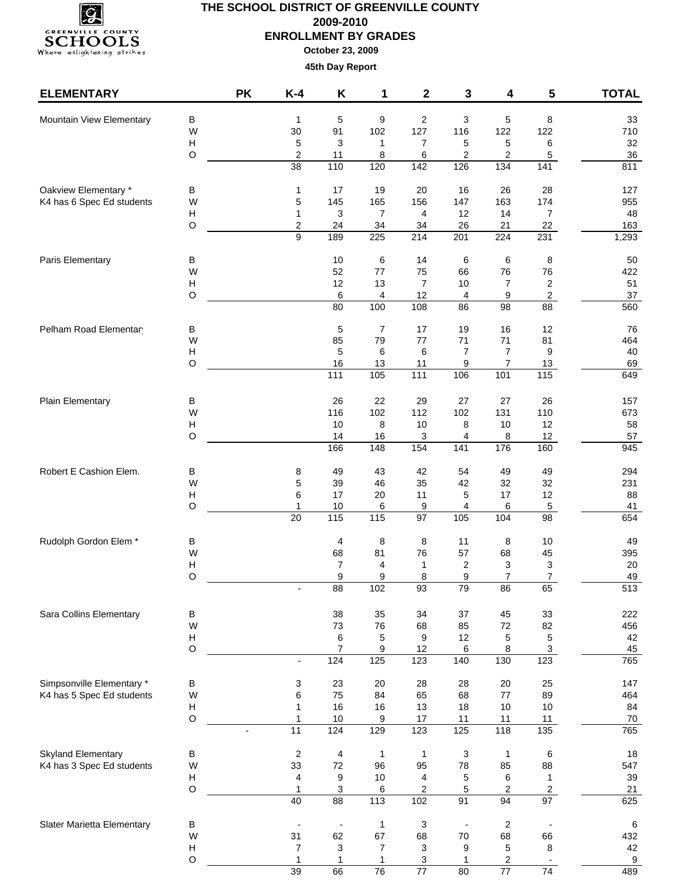# THE SCHOOL DISTRICT OF GREENVILLE COUNTY

## 2009-2010

## ENROLLMENT BY GRADES

**October 23, 2009**

**45th Day Report**

| ELEMENTARY | | PK | K-4 | K | 1 | 2 | 3 | 4 | 5 | TOTAL |
|---|---|---|---|---|---|---|---|---|---|---|
| Mountain View Elementary | B | | 1 | 5 | 9 | 2 | 3 | 5 | 8 | 33 |
| | W | | 30 | 91 | 102 | 127 | 116 | 122 | 122 | 710 |
| | H | | 5 | 3 | 1 | 7 | 5 | 5 | 6 | 32 |
| | O | | 2 | 11 | 8 | 6 | 2 | 2 | 5 | 36 |
| | | | 38 | 110 | 120 | 142 | 126 | 134 | 141 | 811 |
| Oakview Elementary * | B | | 1 | 17 | 19 | 20 | 16 | 26 | 28 | 127 |
| K4 has 6 Spec Ed students | W | | 5 | 145 | 165 | 156 | 147 | 163 | 174 | 955 |
| | H | | 1 | 3 | 7 | 4 | 12 | 14 | 7 | 48 |
| | O | | 2 | 24 | 34 | 34 | 26 | 21 | 22 | 163 |
| | | | 9 | 189 | 225 | 214 | 201 | 224 | 231 | 1,293 |
| Paris Elementary | B | | | 10 | 6 | 14 | 6 | 6 | 8 | 50 |
| | W | | | 52 | 77 | 75 | 66 | 76 | 76 | 422 |
| | H | | | 12 | 13 | 7 | 10 | 7 | 2 | 51 |
| | O | | | 6 | 4 | 12 | 4 | 9 | 2 | 37 |
| | | | | 80 | 100 | 108 | 86 | 98 | 88 | 560 |
| Pelham Road Elementary | B | | | 5 | 7 | 17 | 19 | 16 | 12 | 76 |
| | W | | | 85 | 79 | 77 | 71 | 71 | 81 | 464 |
| | H | | | 5 | 6 | 6 | 7 | 7 | 9 | 40 |
| | O | | | 16 | 13 | 11 | 9 | 7 | 13 | 69 |
| | | | | 111 | 105 | 111 | 106 | 101 | 115 | 649 |
| Plain Elementary | B | | | 26 | 22 | 29 | 27 | 27 | 26 | 157 |
| | W | | | 116 | 102 | 112 | 102 | 131 | 110 | 673 |
| | H | | | 10 | 8 | 10 | 8 | 10 | 12 | 58 |
| | O | | | 14 | 16 | 3 | 4 | 8 | 12 | 57 |
| | | | | 166 | 148 | 154 | 141 | 176 | 160 | 945 |
| Robert E Cashion Elem. | B | | 8 | 49 | 43 | 42 | 54 | 49 | 49 | 294 |
| | W | | 5 | 39 | 46 | 35 | 42 | 32 | 32 | 231 |
| | H | | 6 | 17 | 20 | 11 | 5 | 17 | 12 | 88 |
| | O | | 1 | 10 | 6 | 9 | 4 | 6 | 5 | 41 |
| | | | 20 | 115 | 115 | 97 | 105 | 104 | 98 | 654 |
| Rudolph Gordon Elem * | B | | | 4 | 8 | 8 | 11 | 8 | 10 | 49 |
| | W | | | 68 | 81 | 76 | 57 | 68 | 45 | 395 |
| | H | | | 7 | 4 | 1 | 2 | 3 | 3 | 20 |
| | O | | | 9 | 9 | 8 | 9 | 7 | 7 | 49 |
| | | | - | 88 | 102 | 93 | 79 | 86 | 65 | 513 |
| Sara Collins Elementary | B | | | 38 | 35 | 34 | 37 | 45 | 33 | 222 |
| | W | | | 73 | 76 | 68 | 85 | 72 | 82 | 456 |
| | H | | | 6 | 5 | 9 | 12 | 5 | 5 | 42 |
| | O | | | 7 | 9 | 12 | 6 | 8 | 3 | 45 |
| | | | - | 124 | 125 | 123 | 140 | 130 | 123 | 765 |
| Simpsonville Elementary * | B | | 3 | 23 | 20 | 28 | 28 | 20 | 25 | 147 |
| K4 has 5 Spec Ed students | W | | 6 | 75 | 84 | 65 | 68 | 77 | 89 | 464 |
| | H | | 1 | 16 | 16 | 13 | 18 | 10 | 10 | 84 |
| | O | | 1 | 10 | 9 | 17 | 11 | 11 | 11 | 70 |
| | | - | 11 | 124 | 129 | 123 | 125 | 118 | 135 | 765 |
| Skyland Elementary | B | | 2 | 4 | 1 | 1 | 3 | 1 | 6 | 18 |
| K4 has 3 Spec Ed students | W | | 33 | 72 | 96 | 95 | 78 | 85 | 88 | 547 |
| | H | | 4 | 9 | 10 | 4 | 5 | 6 | 1 | 39 |
| | O | | 1 | 3 | 6 | 2 | 5 | 2 | 2 | 21 |
| | | | 40 | 88 | 113 | 102 | 91 | 94 | 97 | 625 |
| Slater Marietta Elementary | B | | - | - | 1 | 3 | - | 2 | - | 6 |
| | W | | 31 | 62 | 67 | 68 | 70 | 68 | 66 | 432 |
| | H | | 7 | 3 | 7 | 3 | 9 | 5 | 8 | 42 |
| | O | | 1 | 1 | 1 | 3 | 1 | 2 | - | 9 |
| | | | 39 | 66 | 76 | 77 | 80 | 77 | 74 | 489 |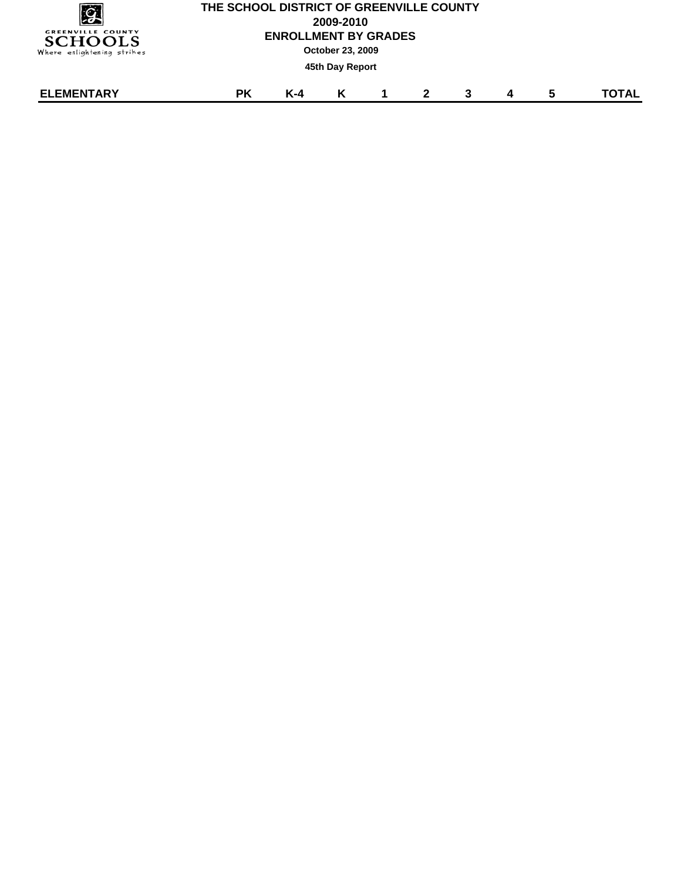# THE SCHOOL DISTRICT OF GREENVILLE COUNTY

## 2009-2010

## ENROLLMENT BY GRADES

**October 23, 2009**

**45th Day Report**

| ELEMENTARY | PK | K-4 | K | 1 | 2 | 3 | 4 | 5 | TOTAL |
|---|---|---|---|---|---|---|---|---|---|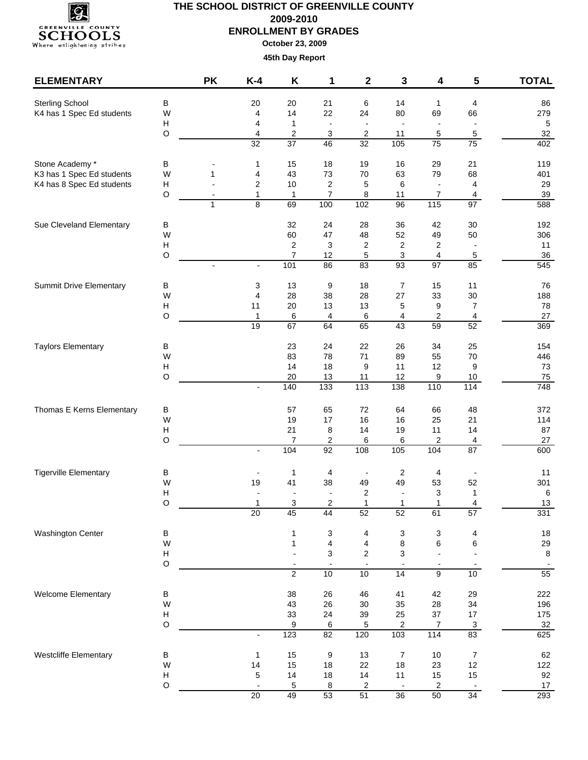# THE SCHOOL DISTRICT OF GREENVILLE COUNTY

## 2009-2010

## ENROLLMENT BY GRADES

**October 23, 2009**

**45th Day Report**

| ELEMENTARY | | PK | K-4 | K | 1 | 2 | 3 | 4 | 5 | TOTAL |
|---|---|---|---|---|---|---|---|---|---|---|
| Sterling School | B | | 20 | 20 | 21 | 6 | 14 | 1 | 4 | 86 |
| K4 has 1 Spec Ed students | W | | 4 | 14 | 22 | 24 | 80 | 69 | 66 | 279 |
| | H | | 4 | 1 | - | - | - | - | - | 5 |
| | O | | 4 | 2 | 3 | 2 | 11 | 5 | 5 | 32 |
| | | | 32 | 37 | 46 | 32 | 105 | 75 | 75 | 402 |
| Stone Academy * | B | - | 1 | 15 | 18 | 19 | 16 | 29 | 21 | 119 |
| K3 has 1 Spec Ed students | W | 1 | 4 | 43 | 73 | 70 | 63 | 79 | 68 | 401 |
| K4 has 8 Spec Ed students | H | - | 2 | 10 | 2 | 5 | 6 | - | 4 | 29 |
| | O | - | 1 | 1 | 7 | 8 | 11 | 7 | 4 | 39 |
| | | 1 | 8 | 69 | 100 | 102 | 96 | 115 | 97 | 588 |
| Sue Cleveland Elementary | B | | | 32 | 24 | 28 | 36 | 42 | 30 | 192 |
| | W | | | 60 | 47 | 48 | 52 | 49 | 50 | 306 |
| | H | | | 2 | 3 | 2 | 2 | 2 | - | 11 |
| | O | | | 7 | 12 | 5 | 3 | 4 | 5 | 36 |
| | | - | - | 101 | 86 | 83 | 93 | 97 | 85 | 545 |
| Summit Drive Elementary | B | | 3 | 13 | 9 | 18 | 7 | 15 | 11 | 76 |
| | W | | 4 | 28 | 38 | 28 | 27 | 33 | 30 | 188 |
| | H | | 11 | 20 | 13 | 13 | 5 | 9 | 7 | 78 |
| | O | | 1 | 6 | 4 | 6 | 4 | 2 | 4 | 27 |
| | | | 19 | 67 | 64 | 65 | 43 | 59 | 52 | 369 |
| Taylors Elementary | B | | | 23 | 24 | 22 | 26 | 34 | 25 | 154 |
| | W | | | 83 | 78 | 71 | 89 | 55 | 70 | 446 |
| | H | | | 14 | 18 | 9 | 11 | 12 | 9 | 73 |
| | O | | | 20 | 13 | 11 | 12 | 9 | 10 | 75 |
| | | | - | 140 | 133 | 113 | 138 | 110 | 114 | 748 |
| Thomas E Kerns Elementary | B | | | 57 | 65 | 72 | 64 | 66 | 48 | 372 |
| | W | | | 19 | 17 | 16 | 16 | 25 | 21 | 114 |
| | H | | | 21 | 8 | 14 | 19 | 11 | 14 | 87 |
| | O | | | 7 | 2 | 6 | 6 | 2 | 4 | 27 |
| | | | - | 104 | 92 | 108 | 105 | 104 | 87 | 600 |
| Tigerville Elementary | B | | - | 1 | 4 | - | 2 | 4 | - | 11 |
| | W | | 19 | 41 | 38 | 49 | 49 | 53 | 52 | 301 |
| | H | | - | - | - | 2 | - | 3 | 1 | 6 |
| | O | | 1 | 3 | 2 | 1 | 1 | 1 | 4 | 13 |
| | | | 20 | 45 | 44 | 52 | 52 | 61 | 57 | 331 |
| Washington Center | B | | | 1 | 3 | 4 | 3 | 3 | 4 | 18 |
| | W | | | 1 | 4 | 4 | 8 | 6 | 6 | 29 |
| | H | | | - | 3 | 2 | 3 | - | - | 8 |
| | O | | | - | - | - | - | - | - | - |
| | | | | 2 | 10 | 10 | 14 | 9 | 10 | 55 |
| Welcome Elementary | B | | | 38 | 26 | 46 | 41 | 42 | 29 | 222 |
| | W | | | 43 | 26 | 30 | 35 | 28 | 34 | 196 |
| | H | | | 33 | 24 | 39 | 25 | 37 | 17 | 175 |
| | O | | | 9 | 6 | 5 | 2 | 7 | 3 | 32 |
| | | | - | 123 | 82 | 120 | 103 | 114 | 83 | 625 |
| Westcliffe Elementary | B | | 1 | 15 | 9 | 13 | 7 | 10 | 7 | 62 |
| | W | | 14 | 15 | 18 | 22 | 18 | 23 | 12 | 122 |
| | H | | 5 | 14 | 18 | 14 | 11 | 15 | 15 | 92 |
| | O | | - | 5 | 8 | 2 | - | 2 | - | 17 |
| | | | 20 | 49 | 53 | 51 | 36 | 50 | 34 | 293 |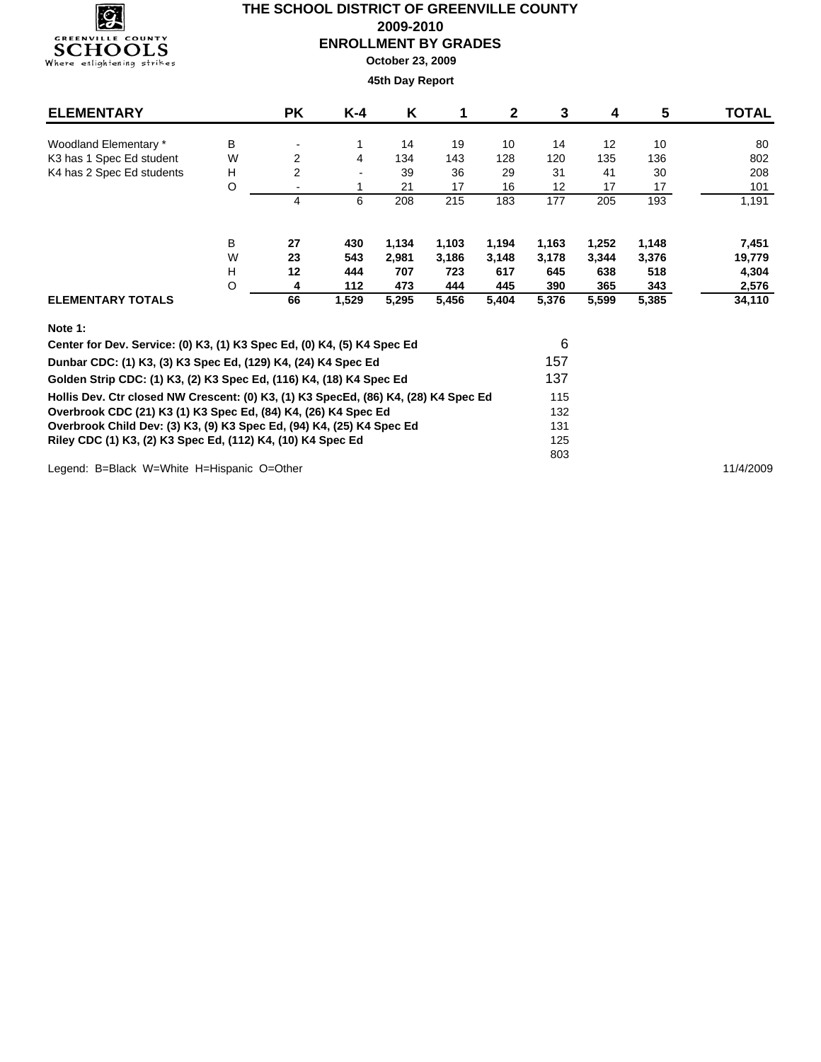# THE SCHOOL DISTRICT OF GREENVILLE COUNTY

## 2009-2010

## ENROLLMENT BY GRADES

**October 23, 2009**

**45th Day Report**

| ELEMENTARY | | PK | K-4 | K | 1 | 2 | 3 | 4 | 5 | TOTAL |
|---|---|---|---|---|---|---|---|---|---|---|
| Woodland Elementary * | B | - | 1 | 14 | 19 | 10 | 14 | 12 | 10 | 80 |
| K3 has 1 Spec Ed student | W | 2 | 4 | 134 | 143 | 128 | 120 | 135 | 136 | 802 |
| K4 has 2 Spec Ed students | H | 2 | - | 39 | 36 | 29 | 31 | 41 | 30 | 208 |
| | O | - | 1 | 21 | 17 | 16 | 12 | 17 | 17 | 101 |
| | | 4 | 6 | 208 | 215 | 183 | 177 | 205 | 193 | 1,191 |
| | B | **27** | **430** | **1,134** | **1,103** | **1,194** | **1,163** | **1,252** | **1,148** | **7,451** |
| | W | **23** | **543** | **2,981** | **3,186** | **3,148** | **3,178** | **3,344** | **3,376** | **19,779** |
| | H | **12** | **444** | **707** | **723** | **617** | **645** | **638** | **518** | **4,304** |
| | O | **4** | **112** | **473** | **444** | **445** | **390** | **365** | **343** | **2,576** |
| **ELEMENTARY TOTALS** | | **66** | **1,529** | **5,295** | **5,456** | **5,404** | **5,376** | **5,599** | **5,385** | **34,110** |

**Note 1:**

| | |
|---|---|
| **Center for Dev. Service: (0) K3, (1) K3 Spec Ed, (0) K4, (5) K4 Spec Ed** | 6 |
| **Dunbar CDC: (1) K3, (3) K3 Spec Ed, (129) K4, (24) K4 Spec Ed** | 157 |
| **Golden Strip CDC: (1) K3, (2) K3 Spec Ed, (116) K4, (18) K4 Spec Ed** | 137 |
| **Hollis Dev. Ctr closed NW Crescent: (0) K3, (1) K3 SpecEd, (86) K4, (28) K4 Spec Ed** | 115 |
| **Overbrook CDC (21) K3 (1) K3 Spec Ed, (84) K4, (26) K4 Spec Ed** | 132 |
| **Overbrook Child Dev: (3) K3, (9) K3 Spec Ed, (94) K4, (25) K4 Spec Ed** | 131 |
| **Riley CDC (1) K3, (2) K3 Spec Ed, (112) K4, (10) K4 Spec Ed** | 125 |
| | 803 |

Legend: B=Black W=White H=Hispanic O=Other

11/4/2009